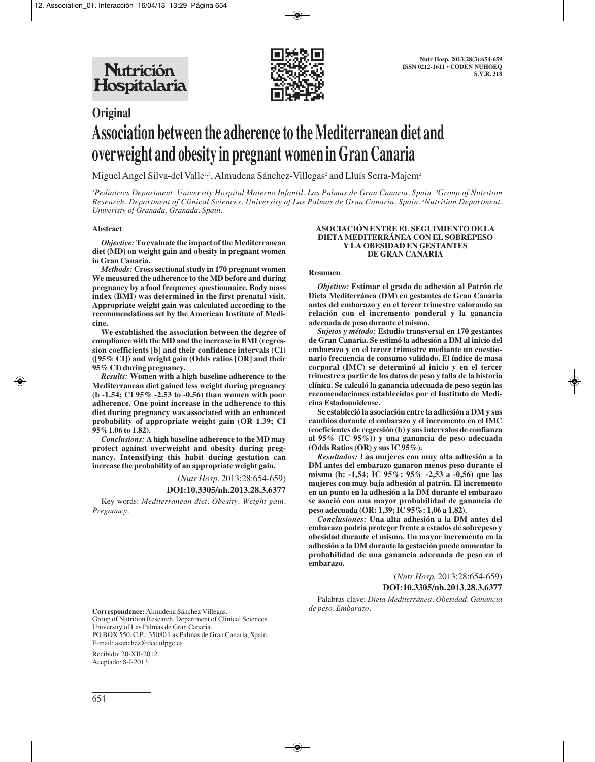## Original

# Association between the adherence to the Mediterranean diet and overweight and obesity in pregnant women in Gran Canaria

Miguel Angel Silva-del Valle[1,3], Almudena Sánchez-Villegas[2] and Lluís Serra-Majem[2]

*[1]Pediatrics Department. University Hospital Materno Infantil. Las Palmas de Gran Canaria. Spain. [2]Group of Nutrition Research. Department of Clinical Sciences. University of Las Palmas de Gran Canaria. Spain. [3]Nutrition Department. Univeristy of Granada. Granada. Spain.*

### Abstract

***Objective:*** **To evaluate the impact of the Mediterranean diet (MD) on weight gain and obesity in pregnant women in Gran Canaria.**

***Methods:*** **Cross sectional study in 170 pregnant women We measured the adherence to the MD before and during pregnancy by a food frequency questionnaire. Body mass index (BMI) was determined in the first prenatal visit. Appropriate weight gain was calculated according to the recommendations set by the American Institute of Medicine.**

**We established the association between the degree of compliance with the MD and the increase in BMI (regression coefficients [b] and their confidence intervals (CI) ([95% CI]) and weight gain (Odds ratios [OR] and their 95% CI) during pregnancy.**

***Results:*** **Women with a high baseline adherence to the Mediterranean diet gained less weight during pregnancy (b -1.54; CI 95% -2.53 to -0.56) than women with poor adherence. One point increase in the adherence to this diet during pregnancy was associated with an enhanced probability of appropriate weight gain (OR 1.39; CI 95%1.06 to 1.82).**

***Conclusions:*** **A high baseline adherence to the MD may protect against overweight and obesity during pregnancy. Intensifying this habit during gestation can increase the probability of an appropriate weight gain.**

(*Nutr Hosp.* 2013;28:654-659)

**DOI:10.3305/nh.2013.28.3.6377**

Key words: *Mediterranean diet. Obesity. Weight gain. Pregnancy.*

### ASOCIACIÓN ENTRE EL SEGUIMIENTO DE LA DIETA MEDITERRÁNEA CON EL SOBREPESO Y LA OBESIDAD EN GESTANTES DE GRAN CANARIA

### Resumen

***Objetivo:*** **Estimar el grado de adhesión al Patrón de Dieta Mediterránea (DM) en gestantes de Gran Canaria antes del embarazo y en el tercer trimestre valorando su relación con el incremento ponderal y la ganancia adecuada de peso durante el mismo.**

***Sujetos y método:*** **Estudio transversal en 170 gestantes de Gran Canaria. Se estimó la adhesión a DM al inicio del embarazo y en el tercer trimestre mediante un cuestionario frecuencia de consumo validado. El índice de masa corporal (IMC) se determinó al inicio y en el tercer trimestre a partir de los datos de peso y talla de la historia clínica. Se calculó la ganancia adecuada de peso según las recomendaciones establecidas por el Instituto de Medicina Estadounidense.**

**Se estableció la asociación entre la adhesión a DM y sus cambios durante el embarazo y el incremento en el IMC (coeficientes de regresión (b) y sus intervalos de confianza al 95% (IC 95%)) y una ganancia de peso adecuada (Odds Ratios (OR) y sus IC 95%).**

***Resultados:*** **Las mujeres con muy alta adhesión a la DM antes del embarazo ganaron menos peso durante el mismo (b: -1,54; IC 95%: 95% -2,53 a -0,56) que las mujeres con muy baja adhesión al patrón. El incremento en un punto en la adhesión a la DM durante el embarazo se asoció con una mayor probabilidad de ganancia de peso adecuada (OR: 1,39; IC 95%: 1,06 a 1,82).**

***Conclusiones:*** **Una alta adhesión a la DM antes del embarazo podría proteger frente a estados de sobrepeso y obesidad durante el mismo. Un mayor incremento en la adhesión a la DM durante la gestación puede aumentar la probabilidad de una ganancia adecuada de peso en el embarazo.**

(*Nutr Hosp.* 2013;28:654-659)

**DOI:10.3305/nh.2013.28.3.6377**

Palabras clave: *Dieta Mediterránea. Obesidad. Ganancia de peso. Embarazo.*

---

**Correspondence:** Almudena Sánchez Villegas.
Group of Nutrition Research. Department of Clinical Sciences.
University of Las Palmas de Gran Canaria.
PO BOX 550. C.P.: 35080 Las Palmas de Gran Canaria, Spain.
E-mail: asanchez@dcc.ulpgc.es

Recibido: 20-XII-2012.
Aceptado: 8-I-2013.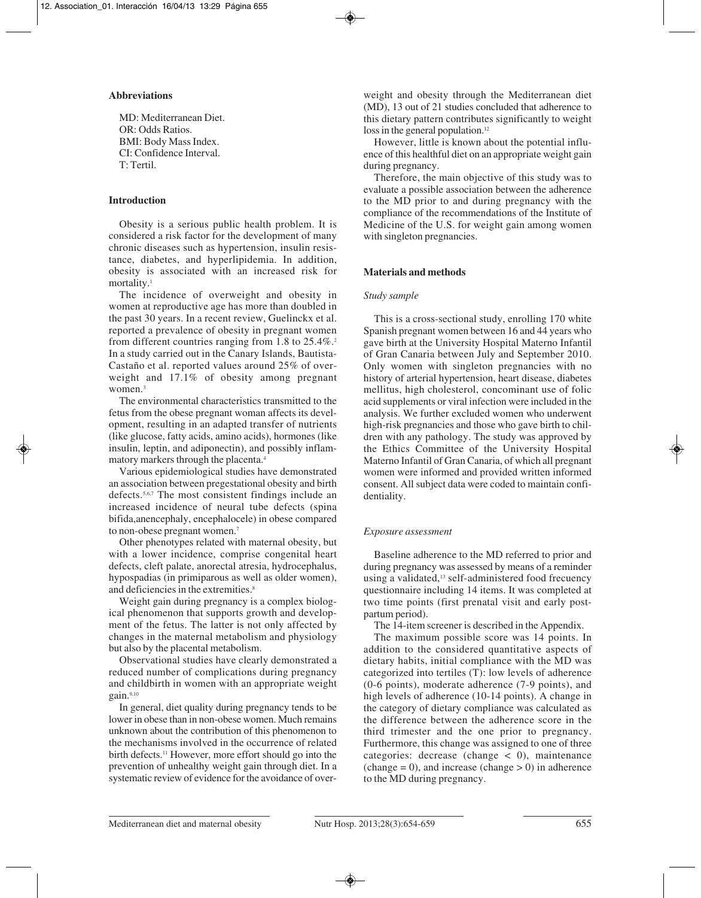## Abbreviations

MD: Mediterranean Diet.
OR: Odds Ratios.
BMI: Body Mass Index.
CI: Confidence Interval.
T: Tertil.

## Introduction

Obesity is a serious public health problem. It is considered a risk factor for the development of many chronic diseases such as hypertension, insulin resistance, diabetes, and hyperlipidemia. In addition, obesity is associated with an increased risk for mortality.[1]

The incidence of overweight and obesity in women at reproductive age has more than doubled in the past 30 years. In a recent review, Guelinckx et al. reported a prevalence of obesity in pregnant women from different countries ranging from 1.8 to 25.4%.[2] In a study carried out in the Canary Islands, Bautista-Castaño et al. reported values around 25% of overweight and 17.1% of obesity among pregnant women.[3]

The environmental characteristics transmitted to the fetus from the obese pregnant woman affects its development, resulting in an adapted transfer of nutrients (like glucose, fatty acids, amino acids), hormones (like insulin, leptin, and adiponectin), and possibly inflammatory markers through the placenta.[4]

Various epidemiological studies have demonstrated an association between pregestational obesity and birth defects.[5,6,7] The most consistent findings include an increased incidence of neural tube defects (spina bifida,anencephaly, encephalocele) in obese compared to non-obese pregnant women.[7]

Other phenotypes related with maternal obesity, but with a lower incidence, comprise congenital heart defects, cleft palate, anorectal atresia, hydrocephalus, hypospadias (in primiparous as well as older women), and deficiencies in the extremities.[8]

Weight gain during pregnancy is a complex biological phenomenon that supports growth and development of the fetus. The latter is not only affected by changes in the maternal metabolism and physiology but also by the placental metabolism.

Observational studies have clearly demonstrated a reduced number of complications during pregnancy and childbirth in women with an appropriate weight gain.[9,10]

In general, diet quality during pregnancy tends to be lower in obese than in non-obese women. Much remains unknown about the contribution of this phenomenon to the mechanisms involved in the occurrence of related birth defects.[11] However, more effort should go into the prevention of unhealthy weight gain through diet. In a systematic review of evidence for the avoidance of overweight and obesity through the Mediterranean diet (MD), 13 out of 21 studies concluded that adherence to this dietary pattern contributes significantly to weight loss in the general population.[12]

However, little is known about the potential influence of this healthful diet on an appropriate weight gain during pregnancy.

Therefore, the main objective of this study was to evaluate a possible association between the adherence to the MD prior to and during pregnancy with the compliance of the recommendations of the Institute of Medicine of the U.S. for weight gain among women with singleton pregnancies.

## Materials and methods

### *Study sample*

This is a cross-sectional study, enrolling 170 white Spanish pregnant women between 16 and 44 years who gave birth at the University Hospital Materno Infantil of Gran Canaria between July and September 2010. Only women with singleton pregnancies with no history of arterial hypertension, heart disease, diabetes mellitus, high cholesterol, concominant use of folic acid supplements or viral infection were included in the analysis. We further excluded women who underwent high-risk pregnancies and those who gave birth to children with any pathology. The study was approved by the Ethics Committee of the University Hospital Materno Infantil of Gran Canaria, of which all pregnant women were informed and provided written informed consent. All subject data were coded to maintain confidentiality.

### *Exposure assessment*

Baseline adherence to the MD referred to prior and during pregnancy was assessed by means of a reminder using a validated,[13] self-administered food frecuency questionnaire including 14 items. It was completed at two time points (first prenatal visit and early postpartum period).

The 14-item screener is described in the Appendix.

The maximum possible score was 14 points. In addition to the considered quantitative aspects of dietary habits, initial compliance with the MD was categorized into tertiles (T): low levels of adherence (0-6 points), moderate adherence (7-9 points), and high levels of adherence (10-14 points). A change in the category of dietary compliance was calculated as the difference between the adherence score in the third trimester and the one prior to pregnancy. Furthermore, this change was assigned to one of three categories: decrease (change $< 0$), maintenance (change $= 0$), and increase (change $> 0$) in adherence to the MD during pregnancy.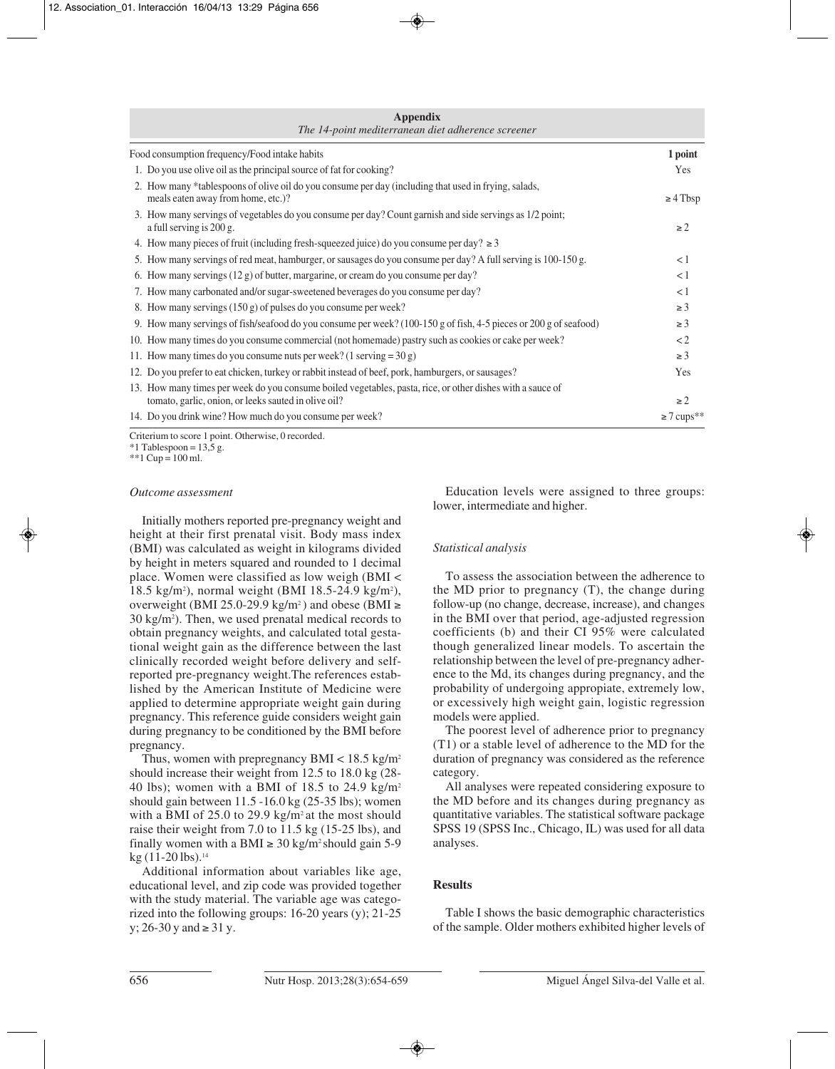**Appendix**
*The 14-point mediterranean diet adherence screener*

| Food consumption frequency/Food intake habits | 1 point |
|---|---|
| 1. Do you use olive oil as the principal source of fat for cooking? | Yes |
| 2. How many *tablespoons of olive oil do you consume per day (including that used in frying, salads, meals eaten away from home, etc.)? | ≥ 4 Tbsp |
| 3. How many servings of vegetables do you consume per day? Count garnish and side servings as 1/2 point; a full serving is 200 g. | ≥ 2 |
| 4. How many pieces of fruit (including fresh-squeezed juice) do you consume per day? ≥ 3 | |
| 5. How many servings of red meat, hamburger, or sausages do you consume per day? A full serving is 100-150 g. | < 1 |
| 6. How many servings (12 g) of butter, margarine, or cream do you consume per day? | < 1 |
| 7. How many carbonated and/or sugar-sweetened beverages do you consume per day? | < 1 |
| 8. How many servings (150 g) of pulses do you consume per week? | ≥ 3 |
| 9. How many servings of fish/seafood do you consume per week? (100-150 g of fish, 4-5 pieces or 200 g of seafood) | ≥ 3 |
| 10. How many times do you consume commercial (not homemade) pastry such as cookies or cake per week? | < 2 |
| 11. How many times do you consume nuts per week? (1 serving = 30 g) | ≥ 3 |
| 12. Do you prefer to eat chicken, turkey or rabbit instead of beef, pork, hamburgers, or sausages? | Yes |
| 13. How many times per week do you consume boiled vegetables, pasta, rice, or other dishes with a sauce of tomato, garlic, onion, or leeks sauted in olive oil? | ≥ 2 |
| 14. Do you drink wine? How much do you consume per week? | ≥ 7 cups** |

Criterium to score 1 point. Otherwise, 0 recorded.
*1 Tablespoon = 13,5 g.
**1 Cup = 100 ml.

*Outcome assessment*

Initially mothers reported pre-pregnancy weight and height at their first prenatal visit. Body mass index (BMI) was calculated as weight in kilograms divided by height in meters squared and rounded to 1 decimal place. Women were classified as low weigh (BMI < 18.5 kg/m$^2$), normal weight (BMI 18.5-24.9 kg/m$^2$), overweight (BMI 25.0-29.9 kg/m$^2$) and obese (BMI ≥ 30 kg/m$^2$). Then, we used prenatal medical records to obtain pregnancy weights, and calculated total gestational weight gain as the difference between the last clinically recorded weight before delivery and self-reported pre-pregnancy weight.The references established by the American Institute of Medicine were applied to determine appropriate weight gain during pregnancy. This reference guide considers weight gain during pregnancy to be conditioned by the BMI before pregnancy.

Thus, women with prepregnancy BMI < 18.5 kg/m$^2$ should increase their weight from 12.5 to 18.0 kg (28-40 lbs); women with a BMI of 18.5 to 24.9 kg/m$^2$ should gain between 11.5 -16.0 kg (25-35 lbs); women with a BMI of 25.0 to 29.9 kg/m$^2$ at the most should raise their weight from 7.0 to 11.5 kg (15-25 lbs), and finally women with a BMI ≥ 30 kg/m$^2$ should gain 5-9 kg (11-20 lbs).[14]

Additional information about variables like age, educational level, and zip code was provided together with the study material. The variable age was categorized into the following groups: 16-20 years (y); 21-25 y; 26-30 y and ≥ 31 y.

Education levels were assigned to three groups: lower, intermediate and higher.

*Statistical analysis*

To assess the association between the adherence to the MD prior to pregnancy (T), the change during follow-up (no change, decrease, increase), and changes in the BMI over that period, age-adjusted regression coefficients (b) and their CI 95% were calculated though generalized linear models. To ascertain the relationship between the level of pre-pregnancy adherence to the Md, its changes during pregnancy, and the probability of undergoing appropiate, extremely low, or excessively high weight gain, logistic regression models were applied.

The poorest level of adherence prior to pregnancy (T1) or a stable level of adherence to the MD for the duration of pregnancy was considered as the reference category.

All analyses were repeated considering exposure to the MD before and its changes during pregnancy as quantitative variables. The statistical software package SPSS 19 (SPSS Inc., Chicago, IL) was used for all data analyses.

## Results

Table I shows the basic demographic characteristics of the sample. Older mothers exhibited higher levels of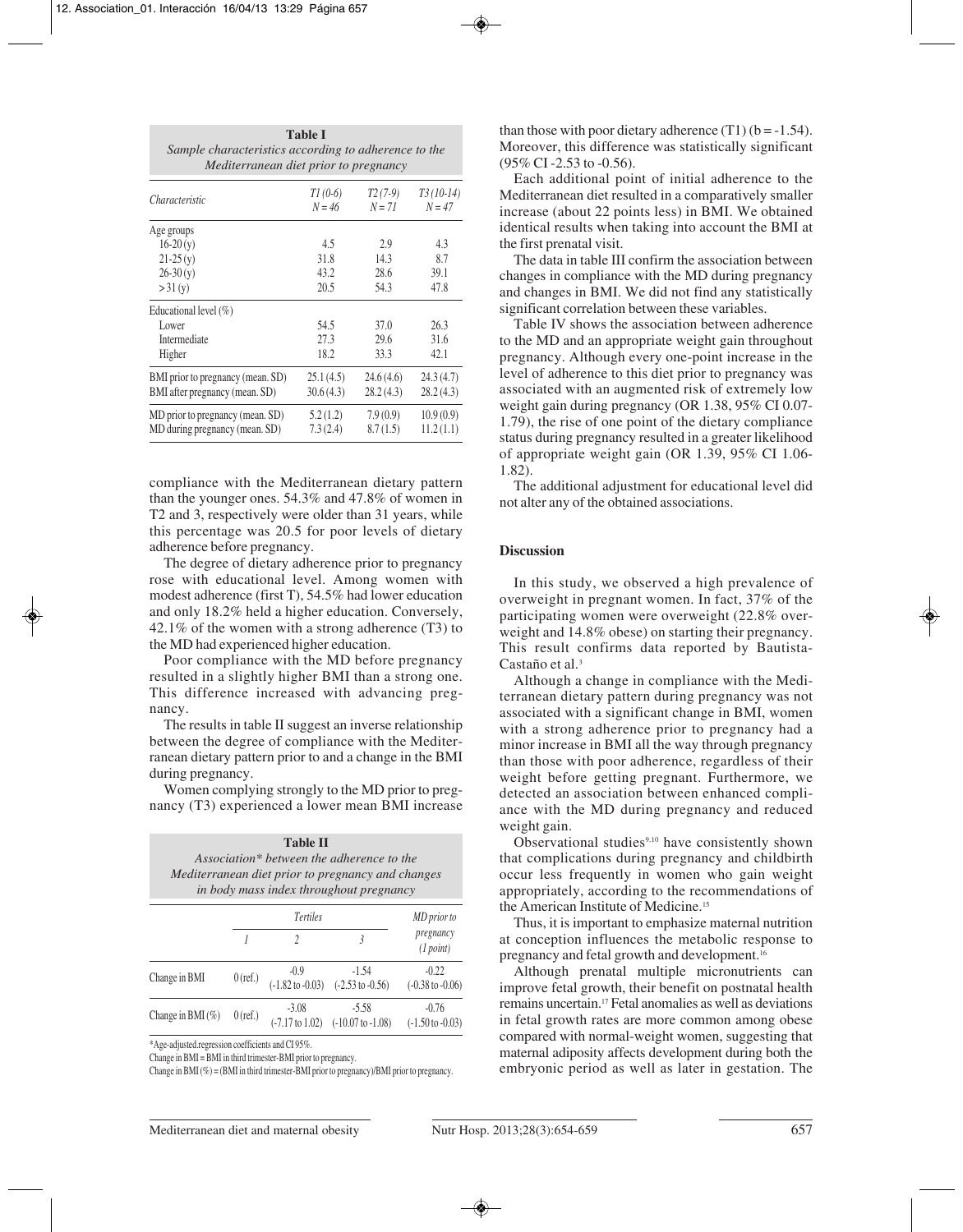**Table I**
*Sample characteristics according to adherence to the Mediterranean diet prior to pregnancy*

| *Characteristic* | *T1 (0-6)* *N = 46* | *T2 (7-9)* *N = 71* | *T3 (10-14)* *N = 47* |
|---|---|---|---|
| Age groups | | | |
| 16-20 (y) | 4.5 | 2.9 | 4.3 |
| 21-25 (y) | 31.8 | 14.3 | 8.7 |
| 26-30 (y) | 43.2 | 28.6 | 39.1 |
| > 31 (y) | 20.5 | 54.3 | 47.8 |
| Educational level (%) | | | |
| Lower | 54.5 | 37.0 | 26.3 |
| Intermediate | 27.3 | 29.6 | 31.6 |
| Higher | 18.2 | 33.3 | 42.1 |
| BMI prior to pregnancy (mean. SD) | 25.1 (4.5) | 24.6 (4.6) | 24.3 (4.7) |
| BMI after pregnancy (mean. SD) | 30.6 (4.3) | 28.2 (4.3) | 28.2 (4.3) |
| MD prior to pregnancy (mean. SD) | 5.2 (1.2) | 7.9 (0.9) | 10.9 (0.9) |
| MD during pregnancy (mean. SD) | 7.3 (2.4) | 8.7 (1.5) | 11.2 (1.1) |

compliance with the Mediterranean dietary pattern than the younger ones. 54.3% and 47.8% of women in T2 and 3, respectively were older than 31 years, while this percentage was 20.5 for poor levels of dietary adherence before pregnancy.

The degree of dietary adherence prior to pregnancy rose with educational level. Among women with modest adherence (first T), 54.5% had lower education and only 18.2% held a higher education. Conversely, 42.1% of the women with a strong adherence (T3) to the MD had experienced higher education.

Poor compliance with the MD before pregnancy resulted in a slightly higher BMI than a strong one. This difference increased with advancing pregnancy.

The results in table II suggest an inverse relationship between the degree of compliance with the Mediterranean dietary pattern prior to and a change in the BMI during pregnancy.

Women complying strongly to the MD prior to pregnancy (T3) experienced a lower mean BMI increase

**Table II**
*Association* between the adherence to the Mediterranean diet prior to pregnancy and changes in body mass index throughout pregnancy*

| | *Tertiles* | | | *MD prior to pregnancy (1 point)* |
|---|---|---|---|---|
| | *1* | *2* | *3* | |
| Change in BMI | 0 (ref.) | -0.9 (-1.82 to -0.03) | -1.54 (-2.53 to -0.56) | -0.22 (-0.38 to -0.06) |
| Change in BMI (%) | 0 (ref.) | -3.08 (-7.17 to 1.02) | -5.58 (-10.07 to -1.08) | -0.76 (-1.50 to -0.03) |

*Age-adjusted regression coefficients and CI 95%.
Change in BMI = BMI in third trimester-BMI prior to pregnancy.
Change in BMI (%) = (BMI in third trimester-BMI prior to pregnancy)/BMI prior to pregnancy.

than those with poor dietary adherence (T1) (b = -1.54). Moreover, this difference was statistically significant (95% CI -2.53 to -0.56).

Each additional point of initial adherence to the Mediterranean diet resulted in a comparatively smaller increase (about 22 points less) in BMI. We obtained identical results when taking into account the BMI at the first prenatal visit.

The data in table III confirm the association between changes in compliance with the MD during pregnancy and changes in BMI. We did not find any statistically significant correlation between these variables.

Table IV shows the association between adherence to the MD and an appropriate weight gain throughout pregnancy. Although every one-point increase in the level of adherence to this diet prior to pregnancy was associated with an augmented risk of extremely low weight gain during pregnancy (OR 1.38, 95% CI 0.07-1.79), the rise of one point of the dietary compliance status during pregnancy resulted in a greater likelihood of appropriate weight gain (OR 1.39, 95% CI 1.06-1.82).

The additional adjustment for educational level did not alter any of the obtained associations.

## Discussion

In this study, we observed a high prevalence of overweight in pregnant women. In fact, 37% of the participating women were overweight (22.8% overweight and 14.8% obese) on starting their pregnancy. This result confirms data reported by Bautista-Castaño et al.[3]

Although a change in compliance with the Mediterranean dietary pattern during pregnancy was not associated with a significant change in BMI, women with a strong adherence prior to pregnancy had a minor increase in BMI all the way through pregnancy than those with poor adherence, regardless of their weight before getting pregnant. Furthermore, we detected an association between enhanced compliance with the MD during pregnancy and reduced weight gain.

Observational studies[9,10] have consistently shown that complications during pregnancy and childbirth occur less frequently in women who gain weight appropriately, according to the recommendations of the American Institute of Medicine.[15]

Thus, it is important to emphasize maternal nutrition at conception influences the metabolic response to pregnancy and fetal growth and development.[16]

Although prenatal multiple micronutrients can improve fetal growth, their benefit on postnatal health remains uncertain.[17] Fetal anomalies as well as deviations in fetal growth rates are more common among obese compared with normal-weight women, suggesting that maternal adiposity affects development during both the embryonic period as well as later in gestation. The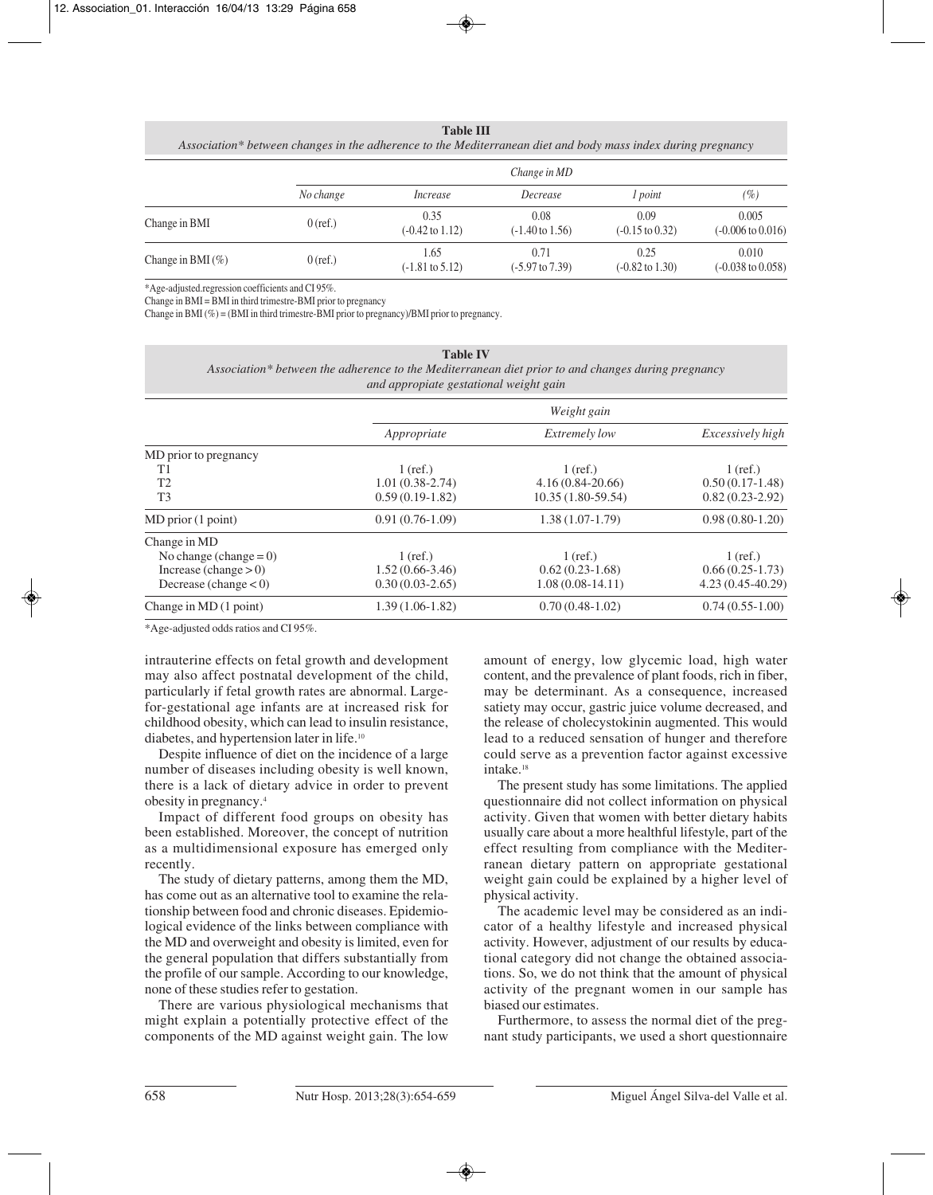**Table III**
*Association* between changes in the adherence to the Mediterranean diet and body mass index during pregnancy*

| | Change in MD | | | | |
|---|---|---|---|---|---|
| | *No change* | *Increase* | *Decrease* | *1 point* | *(%)* |
| Change in BMI | 0 (ref.) | 0.35 (-0.42 to 1.12) | 0.08 (-1.40 to 1.56) | 0.09 (-0.15 to 0.32) | 0.005 (-0.006 to 0.016) |
| Change in BMI (%) | 0 (ref.) | 1.65 (-1.81 to 5.12) | 0.71 (-5.97 to 7.39) | 0.25 (-0.82 to 1.30) | 0.010 (-0.038 to 0.058) |

*Age-adjusted.regression coefficients and CI 95%.
Change in BMI = BMI in third trimestre-BMI prior to pregnancy
Change in BMI (%) = (BMI in third trimestre-BMI prior to pregnancy)/BMI prior to pregnancy.

**Table IV**
*Association* between the adherence to the Mediterranean diet prior to and changes during pregnancy and appropriate gestational weight gain*

| | Weight gain | | |
|---|---|---|---|
| | *Appropriate* | *Extremely low* | *Excessively high* |
| MD prior to pregnancy | | | |
| T1 | 1 (ref.) | 1 (ref.) | 1 (ref.) |
| T2 | 1.01 (0.38-2.74) | 4.16 (0.84-20.66) | 0.50 (0.17-1.48) |
| T3 | 0.59 (0.19-1.82) | 10.35 (1.80-59.54) | 0.82 (0.23-2.92) |
| MD prior (1 point) | 0.91 (0.76-1.09) | 1.38 (1.07-1.79) | 0.98 (0.80-1.20) |
| Change in MD | | | |
| No change (change = 0) | 1 (ref.) | 1 (ref.) | 1 (ref.) |
| Increase (change > 0) | 1.52 (0.66-3.46) | 0.62 (0.23-1.68) | 0.66 (0.25-1.73) |
| Decrease (change < 0) | 0.30 (0.03-2.65) | 1.08 (0.08-14.11) | 4.23 (0.45-40.29) |
| Change in MD (1 point) | 1.39 (1.06-1.82) | 0.70 (0.48-1.02) | 0.74 (0.55-1.00) |

*Age-adjusted odds ratios and CI 95%.

intrauterine effects on fetal growth and development may also affect postnatal development of the child, particularly if fetal growth rates are abnormal. Large-for-gestational age infants are at increased risk for childhood obesity, which can lead to insulin resistance, diabetes, and hypertension later in life.[10]

Despite influence of diet on the incidence of a large number of diseases including obesity is well known, there is a lack of dietary advice in order to prevent obesity in pregnancy.[4]

Impact of different food groups on obesity has been established. Moreover, the concept of nutrition as a multidimensional exposure has emerged only recently.

The study of dietary patterns, among them the MD, has come out as an alternative tool to examine the relationship between food and chronic diseases. Epidemiological evidence of the links between compliance with the MD and overweight and obesity is limited, even for the general population that differs substantially from the profile of our sample. According to our knowledge, none of these studies refer to gestation.

There are various physiological mechanisms that might explain a potentially protective effect of the components of the MD against weight gain. The low amount of energy, low glycemic load, high water content, and the prevalence of plant foods, rich in fiber, may be determinant. As a consequence, increased satiety may occur, gastric juice volume decreased, and the release of cholecystokinin augmented. This would lead to a reduced sensation of hunger and therefore could serve as a prevention factor against excessive intake.[18]

The present study has some limitations. The applied questionnaire did not collect information on physical activity. Given that women with better dietary habits usually care about a more healthful lifestyle, part of the effect resulting from compliance with the Mediterranean dietary pattern on appropriate gestational weight gain could be explained by a higher level of physical activity.

The academic level may be considered as an indicator of a healthy lifestyle and increased physical activity. However, adjustment of our results by educational category did not change the obtained associations. So, we do not think that the amount of physical activity of the pregnant women in our sample has biased our estimates.

Furthermore, to assess the normal diet of the pregnant study participants, we used a short questionnaire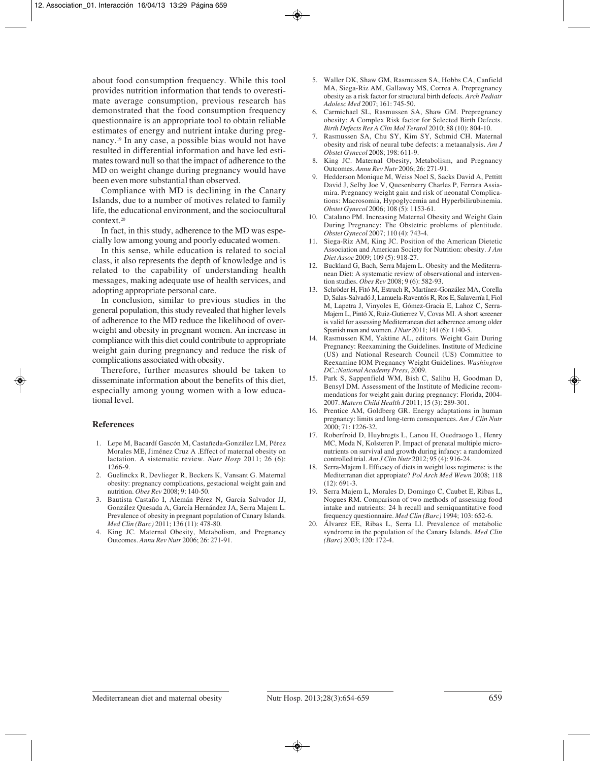about food consumption frequency. While this tool provides nutrition information that tends to overestimate average consumption, previous research has demonstrated that the food consumption frequency questionnaire is an appropriate tool to obtain reliable estimates of energy and nutrient intake during pregnancy.[19] In any case, a possible bias would not have resulted in differential information and have led estimates toward null so that the impact of adherence to the MD on weight change during pregnancy would have been even more substantial than observed.

Compliance with MD is declining in the Canary Islands, due to a number of motives related to family life, the educational environment, and the sociocultural context.[20]

In fact, in this study, adherence to the MD was especially low among young and poorly educated women.

In this sense, while education is related to social class, it also represents the depth of knowledge and is related to the capability of understanding health messages, making adequate use of health services, and adopting appropriate personal care.

In conclusion, similar to previous studies in the general population, this study revealed that higher levels of adherence to the MD reduce the likelihood of overweight and obesity in pregnant women. An increase in compliance with this diet could contribute to appropriate weight gain during pregnancy and reduce the risk of complications associated with obesity.

Therefore, further measures should be taken to disseminate information about the benefits of this diet, especially among young women with a low educational level.

## References

1. Lepe M, Bacardí Gascón M, Castañeda-González LM, Pérez Morales ME, Jiménez Cruz A .Effect of maternal obesity on lactation. A sistematic review. *Nutr Hosp* 2011; 26 (6): 1266-9.
2. Guelinckx R, Devlieger R, Beckers K, Vansant G. Maternal obesity: pregnancy complications, gestacional weight gain and nutrition. *Obes Rev* 2008; 9: 140-50.
3. Bautista Castaño I, Alemán Pérez N, García Salvador JJ, González Quesada A, García Hernández JA, Serra Majem L. Prevalence of obesity in pregnant population of Canary Islands. *Med Clin (Barc)* 2011; 136 (11): 478-80.
4. King JC. Maternal Obesity, Metabolism, and Pregnancy Outcomes. *Annu Rev Nutr* 2006; 26: 271-91.
5. Waller DK, Shaw GM, Rasmussen SA, Hobbs CA, Canfield MA, Siega-Riz AM, Gallaway MS, Correa A. Prepregnancy obesity as a risk factor for structural birth defects. *Arch Pediatr Adolesc Med* 2007; 161: 745-50.
6. Carmichael SL, Rasmussen SA, Shaw GM. Prepregnancy obesity: A Complex Risk factor for Selected Birth Defects. *Birth Defects Res A Clin Mol Teratol* 2010; 88 (10): 804-10.
7. Rasmussen SA, Chu SY, Kim SY, Schmid CH. Maternal obesity and risk of neural tube defects: a metaanalysis. *Am J Obstet Gynecol* 2008; 198: 611-9.
8. King JC. Maternal Obesity, Metabolism, and Pregnancy Outcomes. *Annu Rev Nutr* 2006; 26: 271-91.
9. Hedderson Monique M, Weiss Noel S, Sacks David A, Pettitt David J, Selby Joe V, Quesenberry Charles P, Ferrara Assiamira. Pregnancy weight gain and risk of neonatal Complications: Macrosomia, Hypoglycemia and Hyperbilirubinemia. *Obstet Gynecol* 2006; 108 (5): 1153-61.
10. Catalano PM. Increasing Maternal Obesity and Weight Gain During Pregnancy: The Obstetric problems of plentitude. *Obstet Gynecol* 2007; 110 (4): 743-4.
11. Siega-Riz AM, King JC. Position of the American Dietetic Association and American Society for Nutrition: obesity. *J Am Diet Assoc* 2009; 109 (5): 918-27.
12. Buckland G, Bach, Serra Majem L. Obesity and the Mediterranean Diet: A systematic review of observational and intervention studies. *Obes Rev* 2008; 9 (6): 582-93.
13. Schröder H, Fitó M, Estruch R, Martínez-González MA, Corella D, Salas-Salvadó J, Lamuela-Raventós R, Ros E, Salaverría I, Fiol M, Lapetra J, Vinyoles E, Gómez-Gracia E, Lahoz C, Serra-Majem L, Pintó X, Ruiz-Gutierrez V, Covas MI. A short screener is valid for assessing Mediterranean diet adherence among older Spanish men and women. *J Nutr* 2011; 141 (6): 1140-5.
14. Rasmussen KM, Yaktine AL, editors. Weight Gain During Pregnancy: Reexamining the Guidelines. Institute of Medicine (US) and National Research Council (US) Committee to Reexamine IOM Pregnancy Weight Guidelines. *Washington DC.:National Academy Press*, 2009.
15. Park S, Sappenfield WM, Bish C, Salihu H, Goodman D, Bensyl DM. Assessment of the Institute of Medicine recommendations for weight gain during pregnancy: Florida, 2004-2007. *Matern Child Health J* 2011; 15 (3): 289-301.
16. Prentice AM, Goldberg GR. Energy adaptations in human pregnancy: limits and long-term consequences. *Am J Clin Nutr* 2000; 71: 1226-32.
17. Roberfroid D, Huybregts L, Lanou H, Ouedraogo L, Henry MC, Meda N, Kolsteren P. Impact of prenatal multiple micronutrients on survival and growth during infancy: a randomized controlled trial. *Am J Clin Nutr* 2012; 95 (4): 916-24.
18. Serra-Majem L Efficacy of diets in weight loss regimens: is the Mediterranan diet appropiate? *Pol Arch Med Wewn* 2008; 118 (12): 691-3.
19. Serra Majem L, Morales D, Domingo C, Caubet E, Ribas L, Nogues RM. Comparison of two methods of assessing food intake and nutrients: 24 h recall and semiquantitative food frequency questionnaire. *Med Clin (Barc)* 1994; 103: 652-6.
20. Álvarez EE, Ribas L, Serra Ll. Prevalence of metabolic syndrome in the population of the Canary Islands. *Med Clin (Barc)* 2003; 120: 172-4.